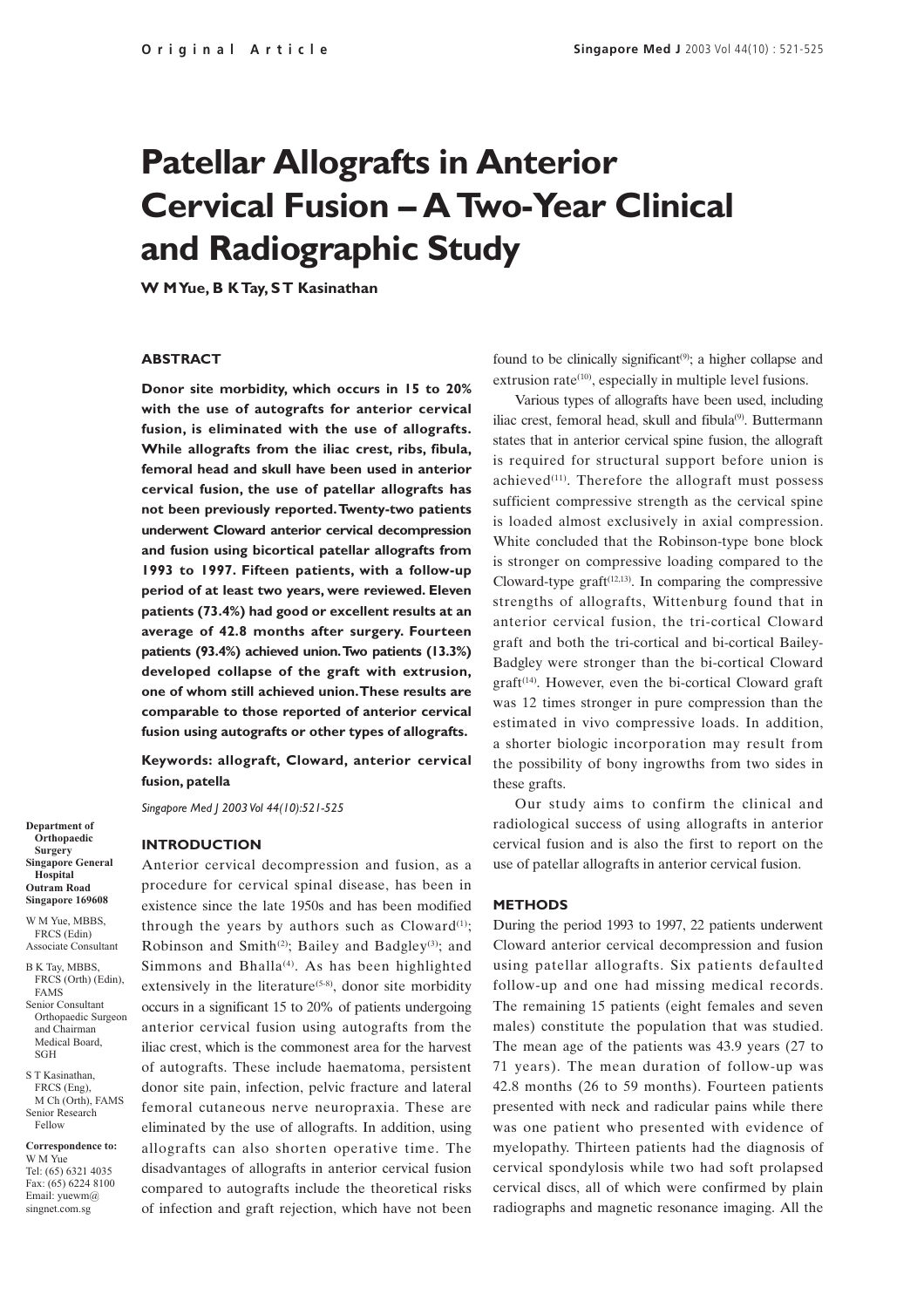Original Article

# Patellar Allografts in Anterior Cervical Fusion – A Two-Year Clinical and Radiographic Study

**W M Yue, B K Tay, S T Kasinathan**

### ABSTRACT

**Donor site morbidity, which occurs in 15 to 20% with the use of autografts for anterior cervical fusion, is eliminated with the use of allografts. While allografts from the iliac crest, ribs, fibula, femoral head and skull have been used in anterior cervical fusion, the use of patellar allografts has not been previously reported. Twenty-two patients underwent Cloward anterior cervical decompression and fusion using bicortical patellar allografts from 1993 to 1997. Fifteen patients, with a follow-up period of at least two years, were reviewed. Eleven patients (73.4%) had good or excellent results at an average of 42.8 months after surgery. Fourteen patients (93.4%) achieved union. Two patients (13.3%) developed collapse of the graft with extrusion, one of whom still achieved union. These results are comparable to those reported of anterior cervical fusion using autografts or other types of allografts.**

**Keywords: allograft, Cloward, anterior cervical fusion, patella**

*Singapore Med J 2003 Vol 44(10):521-525*

**Department of Orthopaedic Surgery**
**Singapore General Hospital**
**Outram Road**
**Singapore 169608**

W M Yue, MBBS, FRCS (Edin)
Associate Consultant

B K Tay, MBBS, FRCS (Orth) (Edin), FAMS
Senior Consultant Orthopaedic Surgeon and Chairman Medical Board, SGH

S T Kasinathan, FRCS (Eng), M Ch (Orth), FAMS
Senior Research Fellow

**Correspondence to:**
W M Yue
Tel: (65) 6321 4035
Fax: (65) 6224 8100
Email: yuewm@singnet.com.sg

### INTRODUCTION

Anterior cervical decompression and fusion, as a procedure for cervical spinal disease, has been in existence since the late 1950s and has been modified through the years by authors such as Cloward[1]; Robinson and Smith[2]; Bailey and Badgley[3]; and Simmons and Bhalla[4]. As has been highlighted extensively in the literature[5-8], donor site morbidity occurs in a significant 15 to 20% of patients undergoing anterior cervical fusion using autografts from the iliac crest, which is the commonest area for the harvest of autografts. These include haematoma, persistent donor site pain, infection, pelvic fracture and lateral femoral cutaneous nerve neuropraxia. These are eliminated by the use of allografts. In addition, using allografts can also shorten operative time. The disadvantages of allografts in anterior cervical fusion compared to autografts include the theoretical risks of infection and graft rejection, which have not been found to be clinically significant[9]; a higher collapse and extrusion rate[10], especially in multiple level fusions.

Various types of allografts have been used, including iliac crest, femoral head, skull and fibula[9]. Buttermann states that in anterior cervical spine fusion, the allograft is required for structural support before union is achieved[11]. Therefore the allograft must possess sufficient compressive strength as the cervical spine is loaded almost exclusively in axial compression. White concluded that the Robinson-type bone block is stronger on compressive loading compared to the Cloward-type graft[12,13]. In comparing the compressive strengths of allografts, Wittenburg found that in anterior cervical fusion, the tri-cortical Cloward graft and both the tri-cortical and bi-cortical Bailey-Badgley were stronger than the bi-cortical Cloward graft[14]. However, even the bi-cortical Cloward graft was 12 times stronger in pure compression than the estimated in vivo compressive loads. In addition, a shorter biologic incorporation may result from the possibility of bony ingrowths from two sides in these grafts.

Our study aims to confirm the clinical and radiological success of using allografts in anterior cervical fusion and is also the first to report on the use of patellar allografts in anterior cervical fusion.

### METHODS

During the period 1993 to 1997, 22 patients underwent Cloward anterior cervical decompression and fusion using patellar allografts. Six patients defaulted follow-up and one had missing medical records. The remaining 15 patients (eight females and seven males) constitute the population that was studied. The mean age of the patients was 43.9 years (27 to 71 years). The mean duration of follow-up was 42.8 months (26 to 59 months). Fourteen patients presented with neck and radicular pains while there was one patient who presented with evidence of myelopathy. Thirteen patients had the diagnosis of cervical spondylosis while two had soft prolapsed cervical discs, all of which were confirmed by plain radiographs and magnetic resonance imaging. All the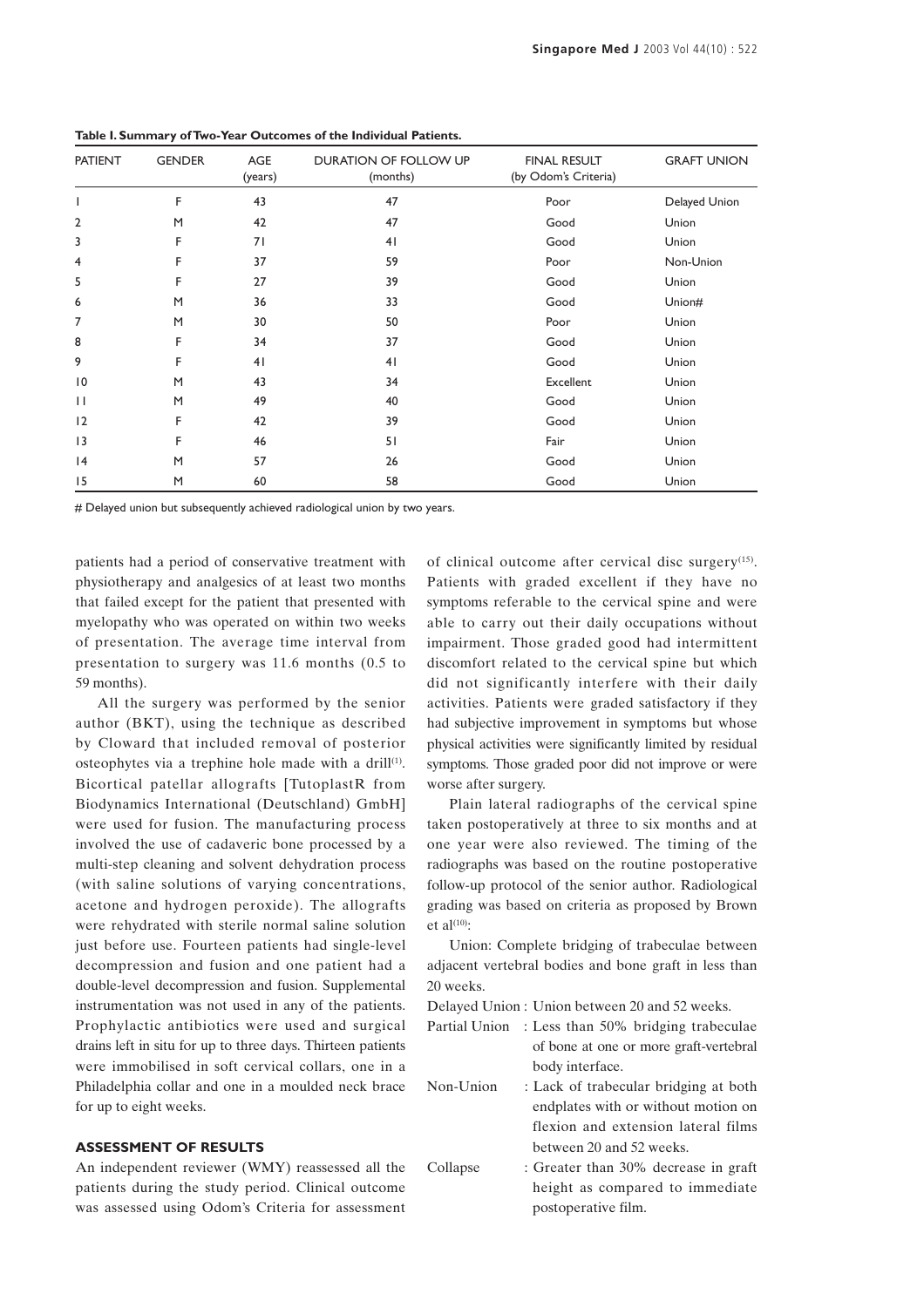**Table I. Summary of Two-Year Outcomes of the Individual Patients.**

| PATIENT | GENDER | AGE (years) | DURATION OF FOLLOW UP (months) | FINAL RESULT (by Odom's Criteria) | GRAFT UNION |
|---|---|---|---|---|---|
| 1 | F | 43 | 47 | Poor | Delayed Union |
| 2 | M | 42 | 47 | Good | Union |
| 3 | F | 71 | 41 | Good | Union |
| 4 | F | 37 | 59 | Poor | Non-Union |
| 5 | F | 27 | 39 | Good | Union |
| 6 | M | 36 | 33 | Good | Union# |
| 7 | M | 30 | 50 | Poor | Union |
| 8 | F | 34 | 37 | Good | Union |
| 9 | F | 41 | 41 | Good | Union |
| 10 | M | 43 | 34 | Excellent | Union |
| 11 | M | 49 | 40 | Good | Union |
| 12 | F | 42 | 39 | Good | Union |
| 13 | F | 46 | 51 | Fair | Union |
| 14 | M | 57 | 26 | Good | Union |
| 15 | M | 60 | 58 | Good | Union |

# Delayed union but subsequently achieved radiological union by two years.

patients had a period of conservative treatment with physiotherapy and analgesics of at least two months that failed except for the patient that presented with myelopathy who was operated on within two weeks of presentation. The average time interval from presentation to surgery was 11.6 months (0.5 to 59 months).

All the surgery was performed by the senior author (BKT), using the technique as described by Cloward that included removal of posterior osteophytes via a trephine hole made with a drill[1]. Bicortical patellar allografts [TutoplastR from Biodynamics International (Deutschland) GmbH] were used for fusion. The manufacturing process involved the use of cadaveric bone processed by a multi-step cleaning and solvent dehydration process (with saline solutions of varying concentrations, acetone and hydrogen peroxide). The allografts were rehydrated with sterile normal saline solution just before use. Fourteen patients had single-level decompression and fusion and one patient had a double-level decompression and fusion. Supplemental instrumentation was not used in any of the patients. Prophylactic antibiotics were used and surgical drains left in situ for up to three days. Thirteen patients were immobilised in soft cervical collars, one in a Philadelphia collar and one in a moulded neck brace for up to eight weeks.

## ASSESSMENT OF RESULTS

An independent reviewer (WMY) reassessed all the patients during the study period. Clinical outcome was assessed using Odom's Criteria for assessment of clinical outcome after cervical disc surgery[15]. Patients with graded excellent if they have no symptoms referable to the cervical spine and were able to carry out their daily occupations without impairment. Those graded good had intermittent discomfort related to the cervical spine but which did not significantly interfere with their daily activities. Patients were graded satisfactory if they had subjective improvement in symptoms but whose physical activities were significantly limited by residual symptoms. Those graded poor did not improve or were worse after surgery.

Plain lateral radiographs of the cervical spine taken postoperatively at three to six months and at one year were also reviewed. The timing of the radiographs was based on the routine postoperative follow-up protocol of the senior author. Radiological grading was based on criteria as proposed by Brown et al[10]:

Union: Complete bridging of trabeculae between adjacent vertebral bodies and bone graft in less than 20 weeks.

Delayed Union : Union between 20 and 52 weeks.

Partial Union : Less than 50% bridging trabeculae of bone at one or more graft-vertebral body interface.

Non-Union : Lack of trabecular bridging at both endplates with or without motion on flexion and extension lateral films between 20 and 52 weeks.

Collapse : Greater than 30% decrease in graft height as compared to immediate postoperative film.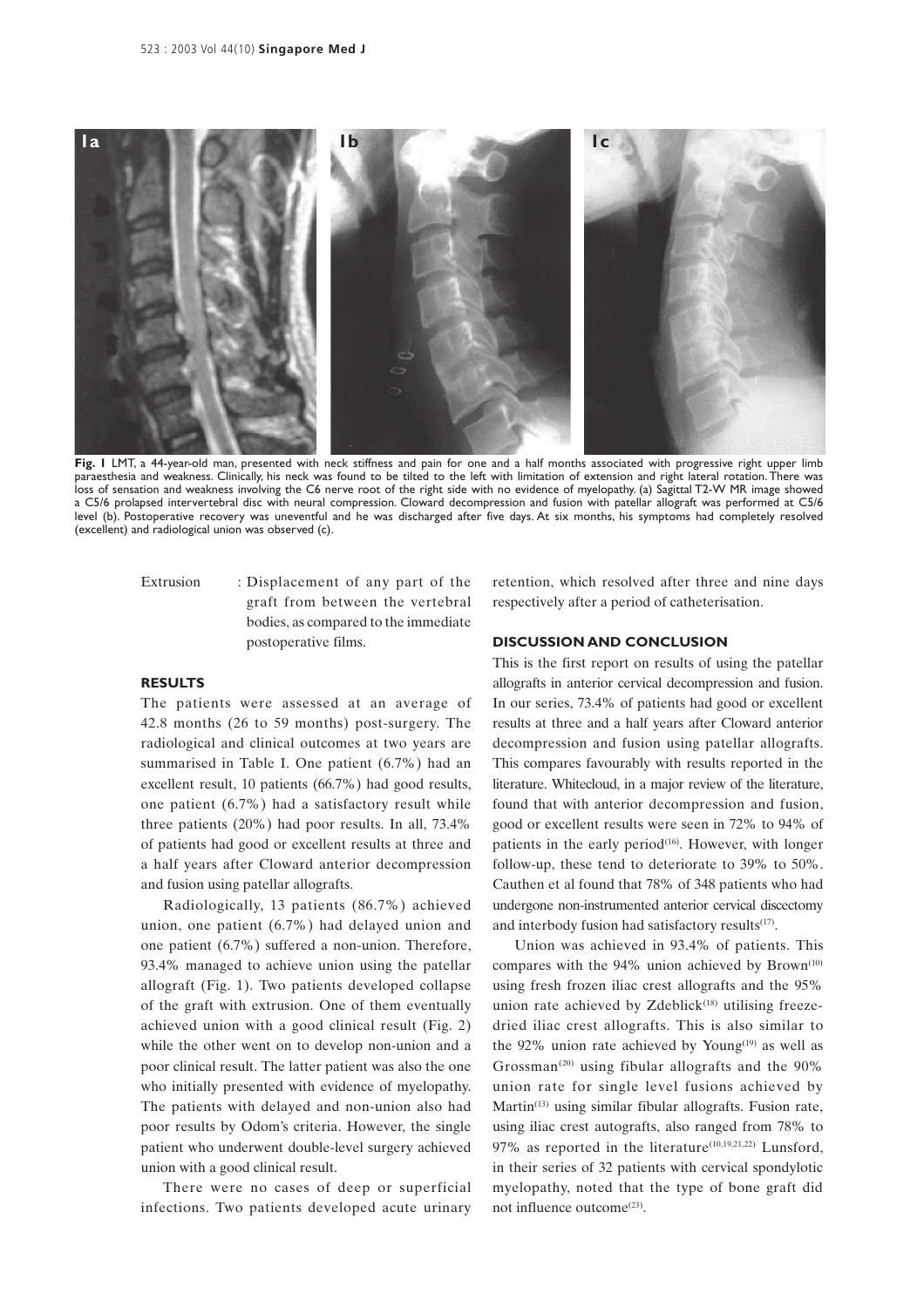**Fig. 1** LMT, a 44-year-old man, presented with neck stiffness and pain for one and a half months associated with progressive right upper limb paraesthesia and weakness. Clinically, his neck was found to be tilted to the left with limitation of extension and right lateral rotation. There was loss of sensation and weakness involving the C6 nerve root of the right side with no evidence of myelopathy. (a) Sagittal T2-W MR image showed a C5/6 prolapsed intervertebral disc with neural compression. Cloward decompression and fusion with patellar allograft was performed at C5/6 level (b). Postoperative recovery was uneventful and he was discharged after five days. At six months, his symptoms had completely resolved (excellent) and radiological union was observed (c).

Extrusion : Displacement of any part of the graft from between the vertebral bodies, as compared to the immediate postoperative films.

## RESULTS

The patients were assessed at an average of 42.8 months (26 to 59 months) post-surgery. The radiological and clinical outcomes at two years are summarised in Table I. One patient (6.7%) had an excellent result, 10 patients (66.7%) had good results, one patient (6.7%) had a satisfactory result while three patients (20%) had poor results. In all, 73.4% of patients had good or excellent results at three and a half years after Cloward anterior decompression and fusion using patellar allografts.

Radiologically, 13 patients (86.7%) achieved union, one patient (6.7%) had delayed union and one patient (6.7%) suffered a non-union. Therefore, 93.4% managed to achieve union using the patellar allograft (Fig. 1). Two patients developed collapse of the graft with extrusion. One of them eventually achieved union with a good clinical result (Fig. 2) while the other went on to develop non-union and a poor clinical result. The latter patient was also the one who initially presented with evidence of myelopathy. The patients with delayed and non-union also had poor results by Odom's criteria. However, the single patient who underwent double-level surgery achieved union with a good clinical result.

There were no cases of deep or superficial infections. Two patients developed acute urinary retention, which resolved after three and nine days respectively after a period of catheterisation.

## DISCUSSION AND CONCLUSION

This is the first report on results of using the patellar allografts in anterior cervical decompression and fusion. In our series, 73.4% of patients had good or excellent results at three and a half years after Cloward anterior decompression and fusion using patellar allografts. This compares favourably with results reported in the literature. Whitecloud, in a major review of the literature, found that with anterior decompression and fusion, good or excellent results were seen in 72% to 94% of patients in the early period[16]. However, with longer follow-up, these tend to deteriorate to 39% to 50%. Cauthen et al found that 78% of 348 patients who had undergone non-instrumented anterior cervical discectomy and interbody fusion had satisfactory results[17].

Union was achieved in 93.4% of patients. This compares with the 94% union achieved by Brown[10] using fresh frozen iliac crest allografts and the 95% union rate achieved by Zdeblick[18] utilising freeze-dried iliac crest allografts. This is also similar to the 92% union rate achieved by Young[19] as well as Grossman[20] using fibular allografts and the 90% union rate for single level fusions achieved by Martin[13] using similar fibular allografts. Fusion rate, using iliac crest autografts, also ranged from 78% to 97% as reported in the literature[10,19,21,22] Lunsford, in their series of 32 patients with cervical spondylotic myelopathy, noted that the type of bone graft did not influence outcome[23].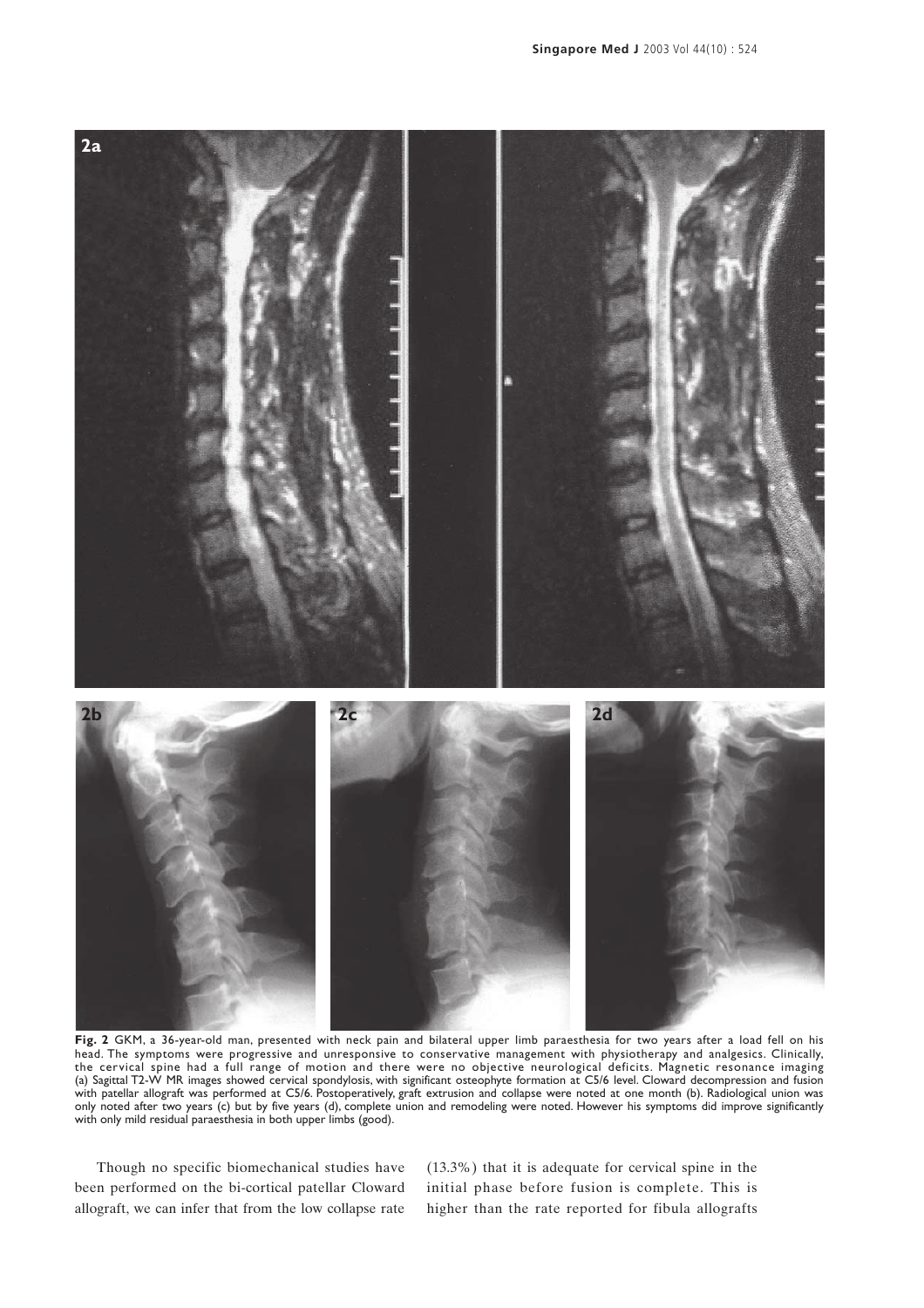**Fig. 2** GKM, a 36-year-old man, presented with neck pain and bilateral upper limb paraesthesia for two years after a load fell on his head. The symptoms were progressive and unresponsive to conservative management with physiotherapy and analgesics. Clinically, the cervical spine had a full range of motion and there were no objective neurological deficits. Magnetic resonance imaging (a) Sagittal T2-W MR images showed cervical spondylosis, with significant osteophyte formation at C5/6 level. Cloward decompression and fusion with patellar allograft was performed at C5/6. Postoperatively, graft extrusion and collapse were noted at one month (b). Radiological union was only noted after two years (c) but by five years (d), complete union and remodeling were noted. However his symptoms did improve significantly with only mild residual paraesthesia in both upper limbs (good).

Though no specific biomechanical studies have been performed on the bi-cortical patellar Cloward allograft, we can infer that from the low collapse rate (13.3%) that it is adequate for cervical spine in the initial phase before fusion is complete. This is higher than the rate reported for fibula allografts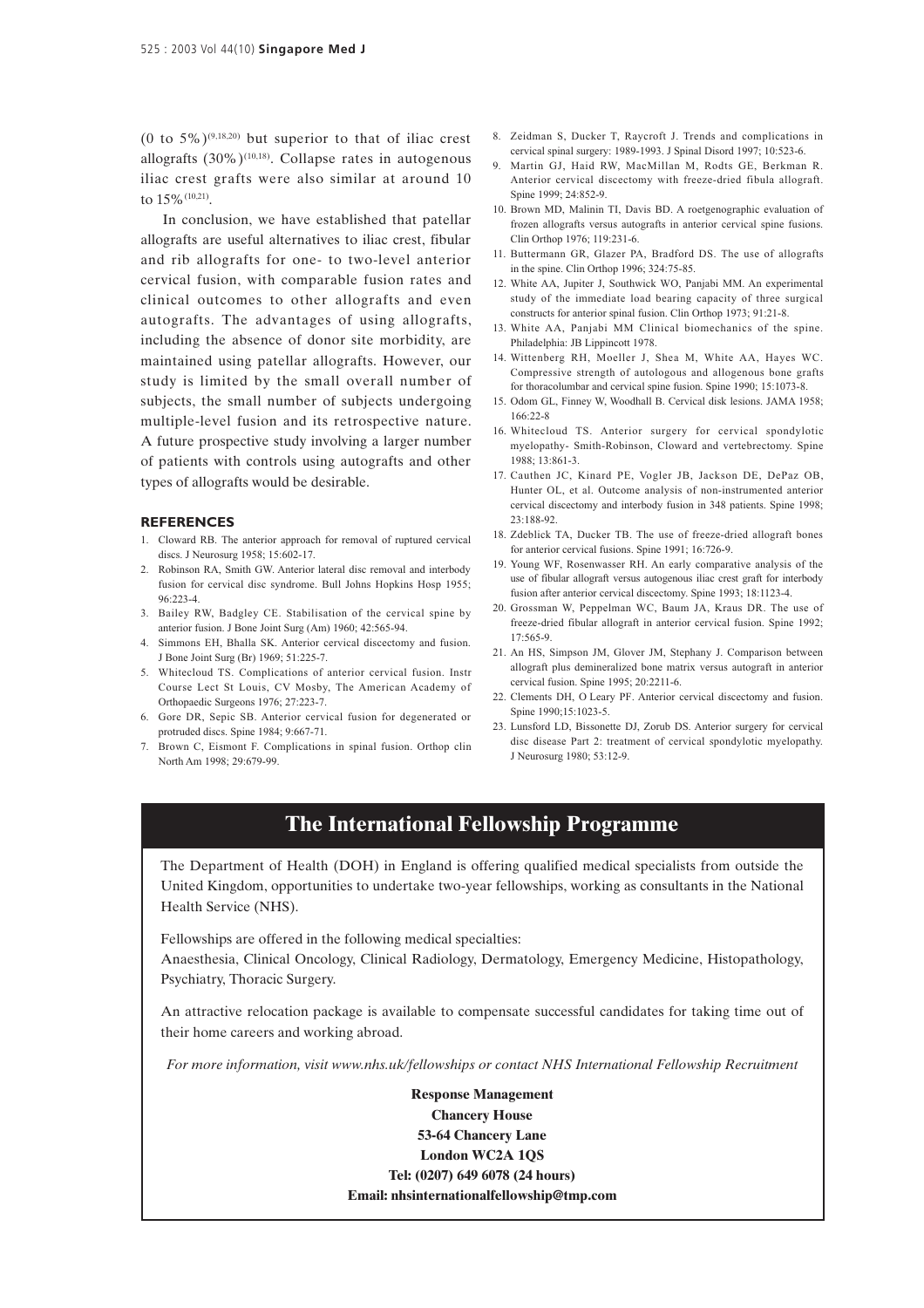(0 to 5%)[9,18,20] but superior to that of iliac crest allografts (30%)[10,18]. Collapse rates in autogenous iliac crest grafts were also similar at around 10 to 15%[10,21].

In conclusion, we have established that patellar allografts are useful alternatives to iliac crest, fibular and rib allografts for one- to two-level anterior cervical fusion, with comparable fusion rates and clinical outcomes to other allografts and even autografts. The advantages of using allografts, including the absence of donor site morbidity, are maintained using patellar allografts. However, our study is limited by the small overall number of subjects, the small number of subjects undergoing multiple-level fusion and its retrospective nature. A future prospective study involving a larger number of patients with controls using autografts and other types of allografts would be desirable.

## REFERENCES

1. Cloward RB. The anterior approach for removal of ruptured cervical discs. J Neurosurg 1958; 15:602-17.
2. Robinson RA, Smith GW. Anterior lateral disc removal and interbody fusion for cervical disc syndrome. Bull Johns Hopkins Hosp 1955; 96:223-4.
3. Bailey RW, Badgley CE. Stabilisation of the cervical spine by anterior fusion. J Bone Joint Surg (Am) 1960; 42:565-94.
4. Simmons EH, Bhalla SK. Anterior cervical discectomy and fusion. J Bone Joint Surg (Br) 1969; 51:225-7.
5. Whitecloud TS. Complications of anterior cervical fusion. Instr Course Lect St Louis, CV Mosby, The American Academy of Orthopaedic Surgeons 1976; 27:223-7.
6. Gore DR, Sepic SB. Anterior cervical fusion for degenerated or protruded discs. Spine 1984; 9:667-71.
7. Brown C, Eismont F. Complications in spinal fusion. Orthop clin North Am 1998; 29:679-99.
8. Zeidman S, Ducker T, Raycroft J. Trends and complications in cervical spinal surgery: 1989-1993. J Spinal Disord 1997; 10:523-6.
9. Martin GJ, Haid RW, MacMillan M, Rodts GE, Berkman R. Anterior cervical discectomy with freeze-dried fibula allograft. Spine 1999; 24:852-9.
10. Brown MD, Malinin TI, Davis BD. A roetgenographic evaluation of frozen allografts versus autografts in anterior cervical spine fusions. Clin Orthop 1976; 119:231-6.
11. Buttermann GR, Glazer PA, Bradford DS. The use of allografts in the spine. Clin Orthop 1996; 324:75-85.
12. White AA, Jupiter J, Southwick WO, Panjabi MM. An experimental study of the immediate load bearing capacity of three surgical constructs for anterior spinal fusion. Clin Orthop 1973; 91:21-8.
13. White AA, Panjabi MM Clinical biomechanics of the spine. Philadelphia: JB Lippincott 1978.
14. Wittenberg RH, Moeller J, Shea M, White AA, Hayes WC. Compressive strength of autologous and allogenous bone grafts for thoracolumbar and cervical spine fusion. Spine 1990; 15:1073-8.
15. Odom GL, Finney W, Woodhall B. Cervical disk lesions. JAMA 1958; 166:22-8
16. Whitecloud TS. Anterior surgery for cervical spondylotic myelopathy- Smith-Robinson, Cloward and vertebrectomy. Spine 1988; 13:861-3.
17. Cauthen JC, Kinard PE, Vogler JB, Jackson DE, DePaz OB, Hunter OL, et al. Outcome analysis of non-instrumented anterior cervical discectomy and interbody fusion in 348 patients. Spine 1998; 23:188-92.
18. Zdeblick TA, Ducker TB. The use of freeze-dried allograft bones for anterior cervical fusions. Spine 1991; 16:726-9.
19. Young WF, Rosenwasser RH. An early comparative analysis of the use of fibular allograft versus autogenous iliac crest graft for interbody fusion after anterior cervical discectomy. Spine 1993; 18:1123-4.
20. Grossman W, Peppelman WC, Baum JA, Kraus DR. The use of freeze-dried fibular allograft in anterior cervical fusion. Spine 1992; 17:565-9.
21. An HS, Simpson JM, Glover JM, Stephany J. Comparison between allograft plus demineralized bone matrix versus autograft in anterior cervical fusion. Spine 1995; 20:2211-6.
22. Clements DH, O Leary PF. Anterior cervical discectomy and fusion. Spine 1990;15:1023-5.
23. Lunsford LD, Bissonette DJ, Zorub DS. Anterior surgery for cervical disc disease Part 2: treatment of cervical spondylotic myelopathy. J Neurosurg 1980; 53:12-9.

## The International Fellowship Programme

The Department of Health (DOH) in England is offering qualified medical specialists from outside the United Kingdom, opportunities to undertake two-year fellowships, working as consultants in the National Health Service (NHS).

Fellowships are offered in the following medical specialties:
Anaesthesia, Clinical Oncology, Clinical Radiology, Dermatology, Emergency Medicine, Histopathology, Psychiatry, Thoracic Surgery.

An attractive relocation package is available to compensate successful candidates for taking time out of their home careers and working abroad.

*For more information, visit www.nhs.uk/fellowships or contact NHS International Fellowship Recruitment*

**Response Management**
**Chancery House**
**53-64 Chancery Lane**
**London WC2A 1QS**
**Tel: (0207) 649 6078 (24 hours)**
**Email: nhsinternationalfellowship@tmp.com**